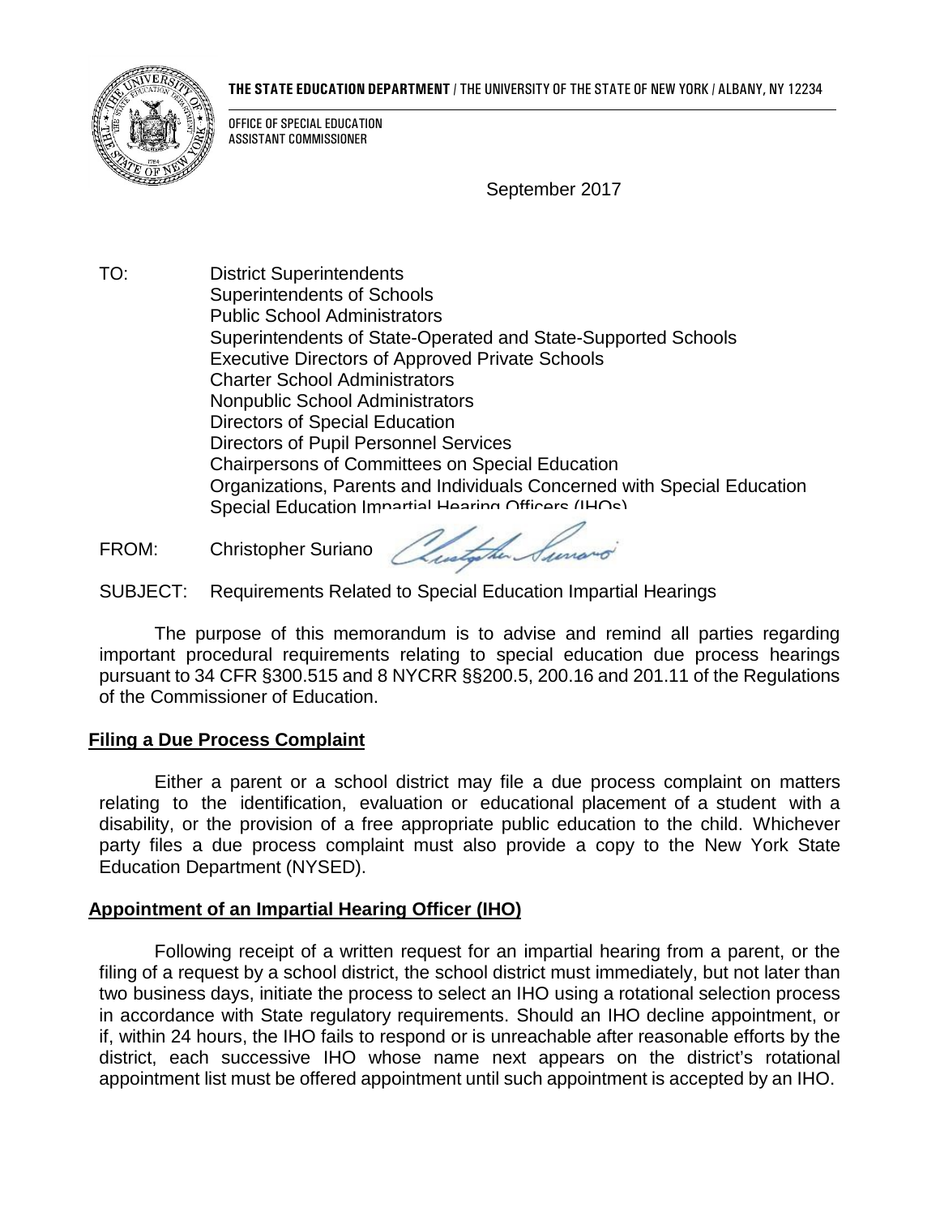**THE STATE EDUCATION DEPARTMENT** / THE UNIVERSITY OF THE STATE OF NEW YORK / ALBANY, NY 12234

OFFICE OF SPECIAL EDUCATION
ASSISTANT COMMISSIONER

September 2017

TO: District Superintendents
Superintendents of Schools
Public School Administrators
Superintendents of State-Operated and State-Supported Schools
Executive Directors of Approved Private Schools
Charter School Administrators
Nonpublic School Administrators
Directors of Special Education
Directors of Pupil Personnel Services
Chairpersons of Committees on Special Education
Organizations, Parents and Individuals Concerned with Special Education
Special Education Impartial Hearing Officers (IHOs)

FROM: Christopher Suriano

SUBJECT: Requirements Related to Special Education Impartial Hearings

The purpose of this memorandum is to advise and remind all parties regarding important procedural requirements relating to special education due process hearings pursuant to 34 CFR §300.515 and 8 NYCRR §§200.5, 200.16 and 201.11 of the Regulations of the Commissioner of Education.

## Filing a Due Process Complaint

Either a parent or a school district may file a due process complaint on matters relating to the identification, evaluation or educational placement of a student with a disability, or the provision of a free appropriate public education to the child. Whichever party files a due process complaint must also provide a copy to the New York State Education Department (NYSED).

## Appointment of an Impartial Hearing Officer (IHO)

Following receipt of a written request for an impartial hearing from a parent, or the filing of a request by a school district, the school district must immediately, but not later than two business days, initiate the process to select an IHO using a rotational selection process in accordance with State regulatory requirements. Should an IHO decline appointment, or if, within 24 hours, the IHO fails to respond or is unreachable after reasonable efforts by the district, each successive IHO whose name next appears on the district's rotational appointment list must be offered appointment until such appointment is accepted by an IHO.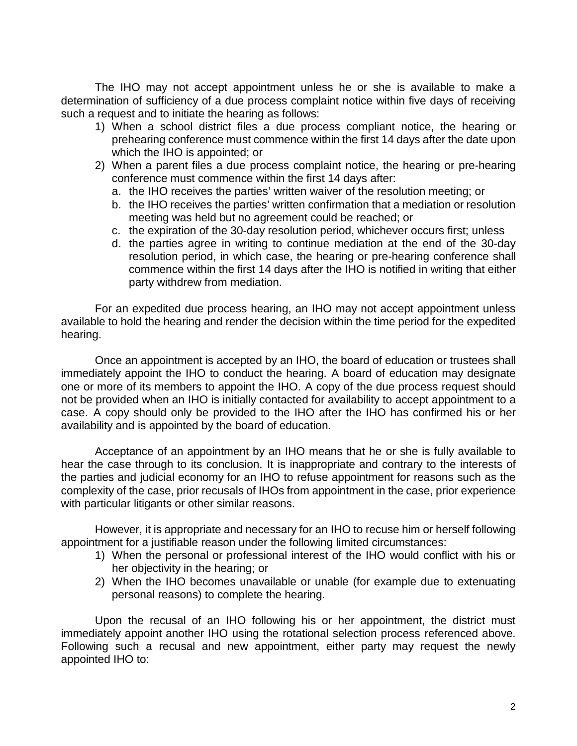The IHO may not accept appointment unless he or she is available to make a determination of sufficiency of a due process complaint notice within five days of receiving such a request and to initiate the hearing as follows:

1) When a school district files a due process compliant notice, the hearing or prehearing conference must commence within the first 14 days after the date upon which the IHO is appointed; or
2) When a parent files a due process complaint notice, the hearing or pre-hearing conference must commence within the first 14 days after:
   a. the IHO receives the parties' written waiver of the resolution meeting; or
   b. the IHO receives the parties' written confirmation that a mediation or resolution meeting was held but no agreement could be reached; or
   c. the expiration of the 30-day resolution period, whichever occurs first; unless
   d. the parties agree in writing to continue mediation at the end of the 30-day resolution period, in which case, the hearing or pre-hearing conference shall commence within the first 14 days after the IHO is notified in writing that either party withdrew from mediation.

For an expedited due process hearing, an IHO may not accept appointment unless available to hold the hearing and render the decision within the time period for the expedited hearing.

Once an appointment is accepted by an IHO, the board of education or trustees shall immediately appoint the IHO to conduct the hearing. A board of education may designate one or more of its members to appoint the IHO. A copy of the due process request should not be provided when an IHO is initially contacted for availability to accept appointment to a case. A copy should only be provided to the IHO after the IHO has confirmed his or her availability and is appointed by the board of education.

Acceptance of an appointment by an IHO means that he or she is fully available to hear the case through to its conclusion. It is inappropriate and contrary to the interests of the parties and judicial economy for an IHO to refuse appointment for reasons such as the complexity of the case, prior recusals of IHOs from appointment in the case, prior experience with particular litigants or other similar reasons.

However, it is appropriate and necessary for an IHO to recuse him or herself following appointment for a justifiable reason under the following limited circumstances:

1) When the personal or professional interest of the IHO would conflict with his or her objectivity in the hearing; or
2) When the IHO becomes unavailable or unable (for example due to extenuating personal reasons) to complete the hearing.

Upon the recusal of an IHO following his or her appointment, the district must immediately appoint another IHO using the rotational selection process referenced above. Following such a recusal and new appointment, either party may request the newly appointed IHO to: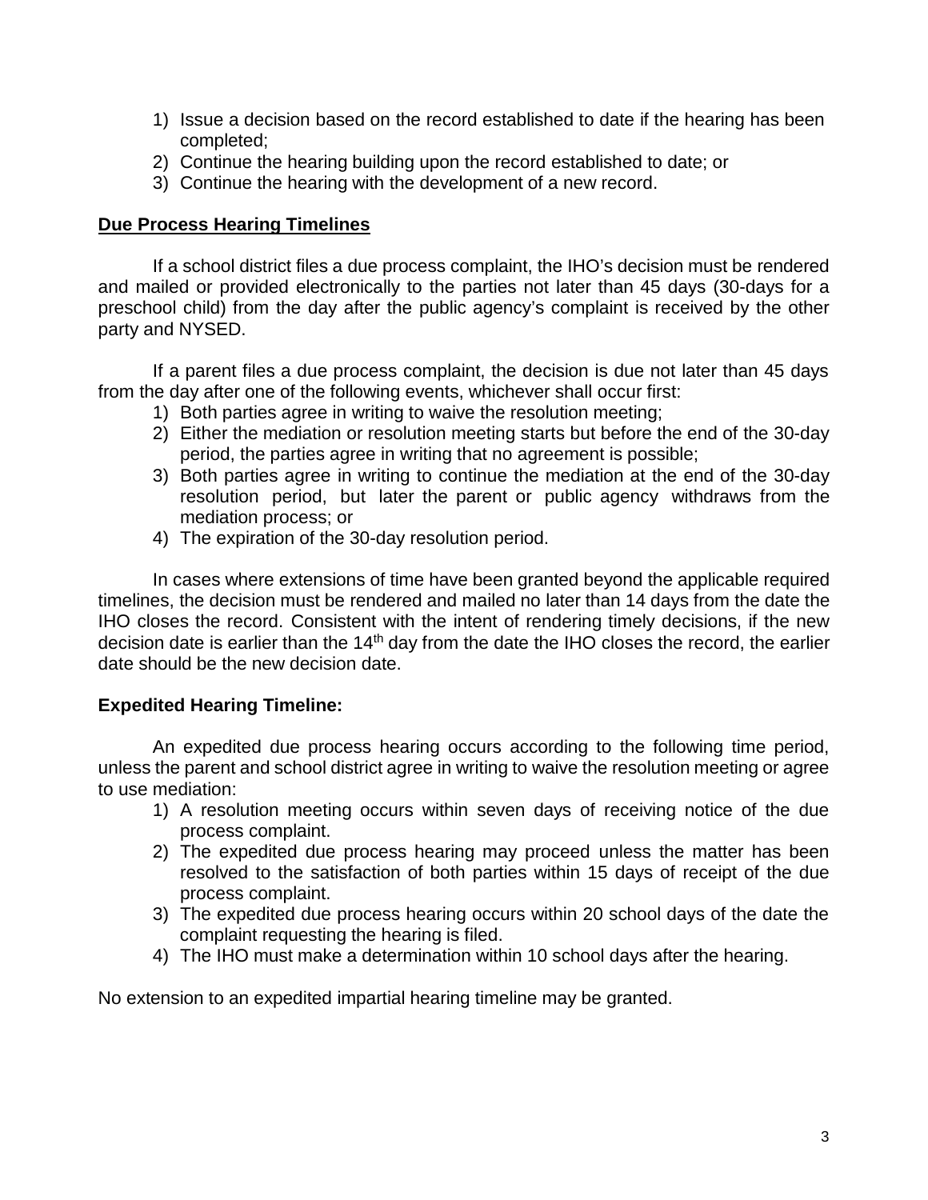1) Issue a decision based on the record established to date if the hearing has been completed;
2) Continue the hearing building upon the record established to date; or
3) Continue the hearing with the development of a new record.

**Due Process Hearing Timelines**

If a school district files a due process complaint, the IHO's decision must be rendered and mailed or provided electronically to the parties not later than 45 days (30-days for a preschool child) from the day after the public agency's complaint is received by the other party and NYSED.

If a parent files a due process complaint, the decision is due not later than 45 days from the day after one of the following events, whichever shall occur first:

1) Both parties agree in writing to waive the resolution meeting;
2) Either the mediation or resolution meeting starts but before the end of the 30-day period, the parties agree in writing that no agreement is possible;
3) Both parties agree in writing to continue the mediation at the end of the 30-day resolution period, but later the parent or public agency withdraws from the mediation process; or
4) The expiration of the 30-day resolution period.

In cases where extensions of time have been granted beyond the applicable required timelines, the decision must be rendered and mailed no later than 14 days from the date the IHO closes the record. Consistent with the intent of rendering timely decisions, if the new decision date is earlier than the 14th day from the date the IHO closes the record, the earlier date should be the new decision date.

**Expedited Hearing Timeline:**

An expedited due process hearing occurs according to the following time period, unless the parent and school district agree in writing to waive the resolution meeting or agree to use mediation:

1) A resolution meeting occurs within seven days of receiving notice of the due process complaint.
2) The expedited due process hearing may proceed unless the matter has been resolved to the satisfaction of both parties within 15 days of receipt of the due process complaint.
3) The expedited due process hearing occurs within 20 school days of the date the complaint requesting the hearing is filed.
4) The IHO must make a determination within 10 school days after the hearing.

No extension to an expedited impartial hearing timeline may be granted.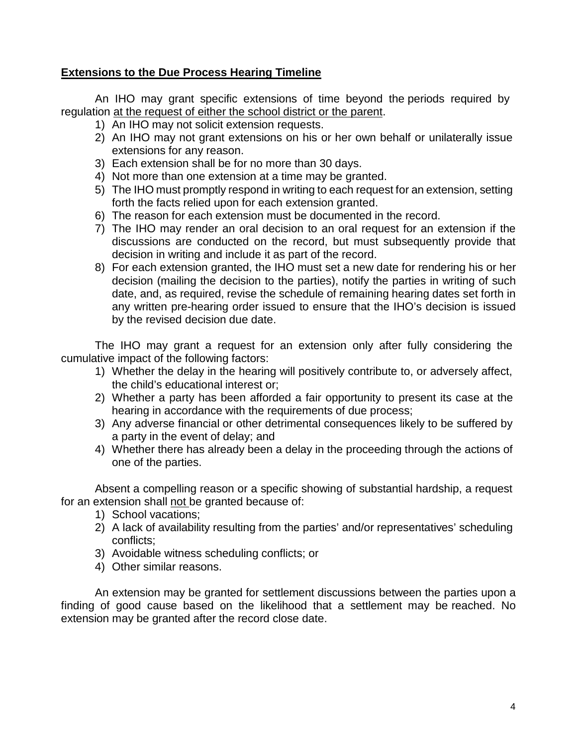## **Extensions to the Due Process Hearing Timeline**

An IHO may grant specific extensions of time beyond the periods required by regulation <u>at the request of either the school district or the parent</u>.

1) An IHO may not solicit extension requests.
2) An IHO may not grant extensions on his or her own behalf or unilaterally issue extensions for any reason.
3) Each extension shall be for no more than 30 days.
4) Not more than one extension at a time may be granted.
5) The IHO must promptly respond in writing to each request for an extension, setting forth the facts relied upon for each extension granted.
6) The reason for each extension must be documented in the record.
7) The IHO may render an oral decision to an oral request for an extension if the discussions are conducted on the record, but must subsequently provide that decision in writing and include it as part of the record.
8) For each extension granted, the IHO must set a new date for rendering his or her decision (mailing the decision to the parties), notify the parties in writing of such date, and, as required, revise the schedule of remaining hearing dates set forth in any written pre-hearing order issued to ensure that the IHO's decision is issued by the revised decision due date.

The IHO may grant a request for an extension only after fully considering the cumulative impact of the following factors:

1) Whether the delay in the hearing will positively contribute to, or adversely affect, the child's educational interest or;
2) Whether a party has been afforded a fair opportunity to present its case at the hearing in accordance with the requirements of due process;
3) Any adverse financial or other detrimental consequences likely to be suffered by a party in the event of delay; and
4) Whether there has already been a delay in the proceeding through the actions of one of the parties.

Absent a compelling reason or a specific showing of substantial hardship, a request for an extension shall <u>not</u> be granted because of:

1) School vacations;
2) A lack of availability resulting from the parties' and/or representatives' scheduling conflicts;
3) Avoidable witness scheduling conflicts; or
4) Other similar reasons.

An extension may be granted for settlement discussions between the parties upon a finding of good cause based on the likelihood that a settlement may be reached. No extension may be granted after the record close date.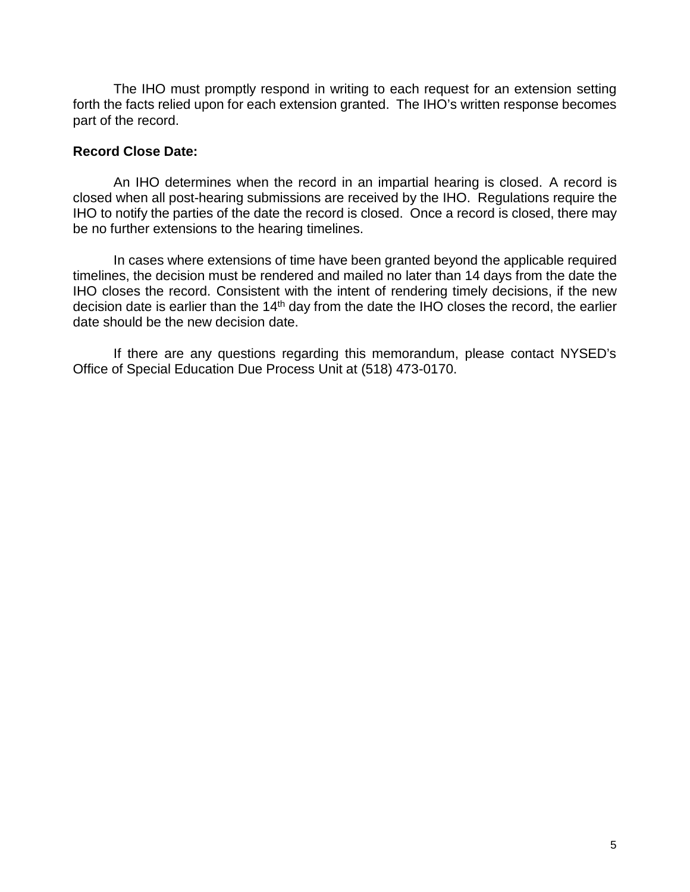The IHO must promptly respond in writing to each request for an extension setting forth the facts relied upon for each extension granted. The IHO's written response becomes part of the record.

**Record Close Date:**

An IHO determines when the record in an impartial hearing is closed. A record is closed when all post-hearing submissions are received by the IHO. Regulations require the IHO to notify the parties of the date the record is closed. Once a record is closed, there may be no further extensions to the hearing timelines.

In cases where extensions of time have been granted beyond the applicable required timelines, the decision must be rendered and mailed no later than 14 days from the date the IHO closes the record. Consistent with the intent of rendering timely decisions, if the new decision date is earlier than the 14th day from the date the IHO closes the record, the earlier date should be the new decision date.

If there are any questions regarding this memorandum, please contact NYSED's Office of Special Education Due Process Unit at (518) 473-0170.